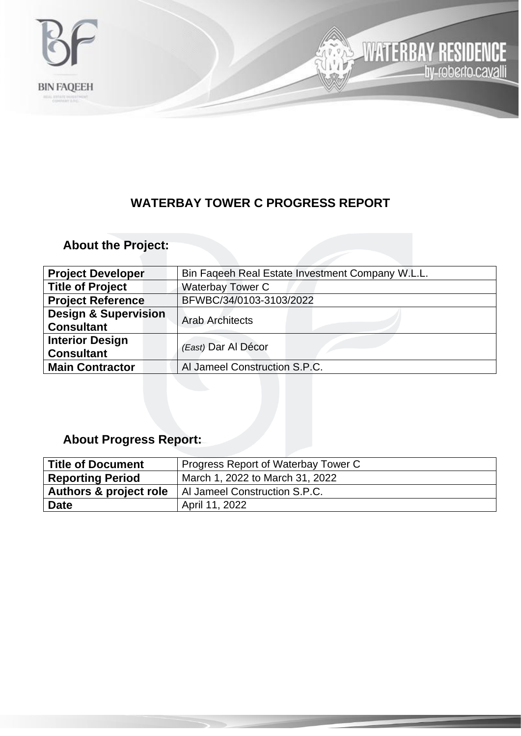# WATERBAY TOWER C PROGRESS REPORT

## About the Project:

| | |
|---|---|
| **Project Developer** | Bin Faqeeh Real Estate Investment Company W.L.L. |
| **Title of Project** | Waterbay Tower C |
| **Project Reference** | BFWBC/34/0103-3103/2022 |
| **Design & Supervision Consultant** | Arab Architects |
| **Interior Design Consultant** | *(East)* Dar Al Décor |
| **Main Contractor** | Al Jameel Construction S.P.C. |

## About Progress Report:

| | |
|---|---|
| **Title of Document** | Progress Report of Waterbay Tower C |
| **Reporting Period** | March 1, 2022 to March 31, 2022 |
| **Authors & project role** | Al Jameel Construction S.P.C. |
| **Date** | April 11, 2022 |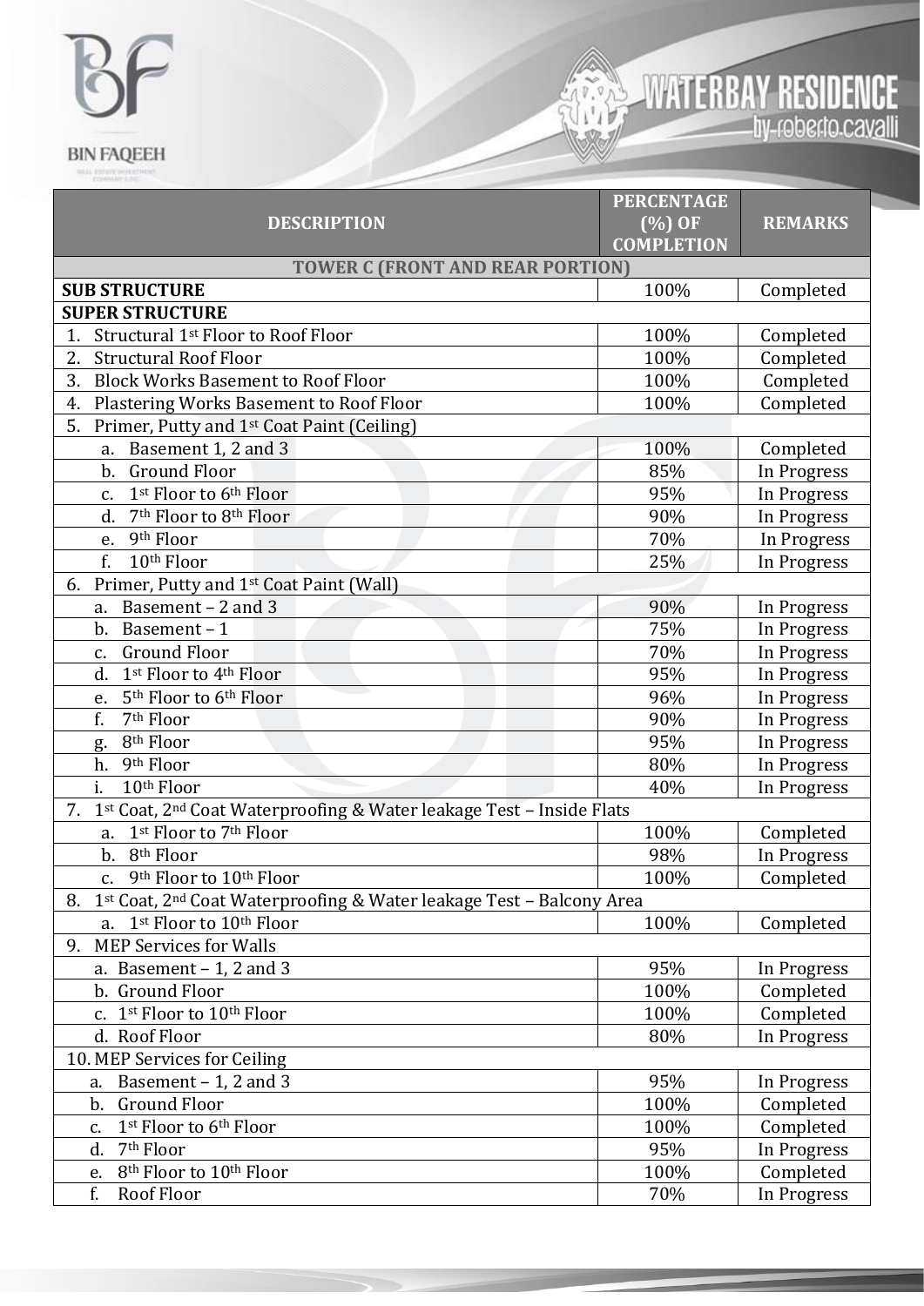| DESCRIPTION | PERCENTAGE (%) OF COMPLETION | REMARKS |
|---|---|---|
| **TOWER C (FRONT AND REAR PORTION)** | | |
| **SUB STRUCTURE** | 100% | Completed |
| **SUPER STRUCTURE** | | |
| 1. Structural 1st Floor to Roof Floor | 100% | Completed |
| 2. Structural Roof Floor | 100% | Completed |
| 3. Block Works Basement to Roof Floor | 100% | Completed |
| 4. Plastering Works Basement to Roof Floor | 100% | Completed |
| 5. Primer, Putty and 1st Coat Paint (Ceiling) | | |
| a. Basement 1, 2 and 3 | 100% | Completed |
| b. Ground Floor | 85% | In Progress |
| c. 1st Floor to 6th Floor | 95% | In Progress |
| d. 7th Floor to 8th Floor | 90% | In Progress |
| e. 9th Floor | 70% | In Progress |
| f. 10th Floor | 25% | In Progress |
| 6. Primer, Putty and 1st Coat Paint (Wall) | | |
| a. Basement – 2 and 3 | 90% | In Progress |
| b. Basement – 1 | 75% | In Progress |
| c. Ground Floor | 70% | In Progress |
| d. 1st Floor to 4th Floor | 95% | In Progress |
| e. 5th Floor to 6th Floor | 96% | In Progress |
| f. 7th Floor | 90% | In Progress |
| g. 8th Floor | 95% | In Progress |
| h. 9th Floor | 80% | In Progress |
| i. 10th Floor | 40% | In Progress |
| 7. 1st Coat, 2nd Coat Waterproofing & Water leakage Test – Inside Flats | | |
| a. 1st Floor to 7th Floor | 100% | Completed |
| b. 8th Floor | 98% | In Progress |
| c. 9th Floor to 10th Floor | 100% | Completed |
| 8. 1st Coat, 2nd Coat Waterproofing & Water leakage Test – Balcony Area | | |
| a. 1st Floor to 10th Floor | 100% | Completed |
| 9. MEP Services for Walls | | |
| a. Basement – 1, 2 and 3 | 95% | In Progress |
| b. Ground Floor | 100% | Completed |
| c. 1st Floor to 10th Floor | 100% | Completed |
| d. Roof Floor | 80% | In Progress |
| 10. MEP Services for Ceiling | | |
| a. Basement – 1, 2 and 3 | 95% | In Progress |
| b. Ground Floor | 100% | Completed |
| c. 1st Floor to 6th Floor | 100% | Completed |
| d. 7th Floor | 95% | In Progress |
| e. 8th Floor to 10th Floor | 100% | Completed |
| f. Roof Floor | 70% | In Progress |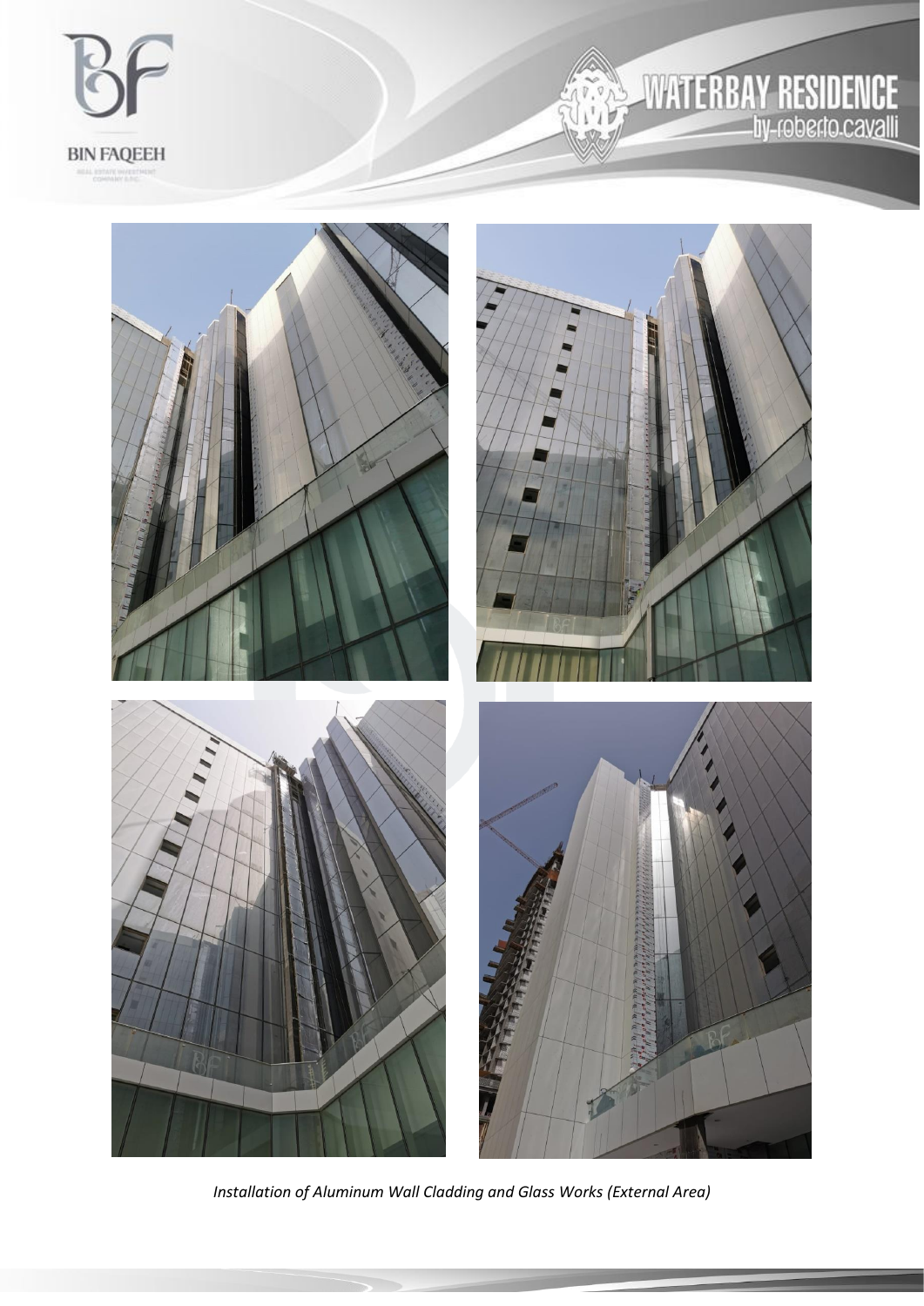*Installation of Aluminum Wall Cladding and Glass Works (External Area)*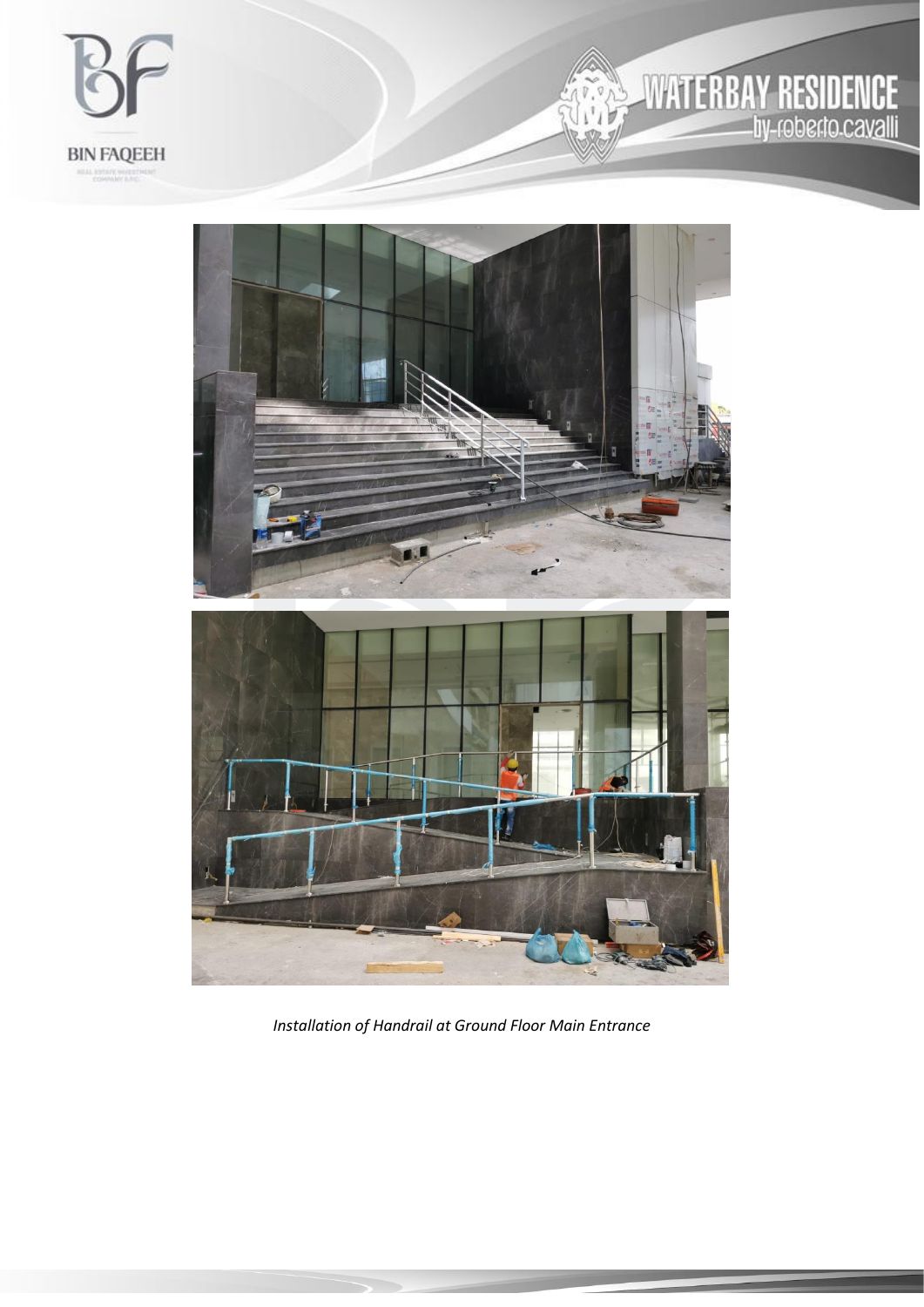*Installation of Handrail at Ground Floor Main Entrance*